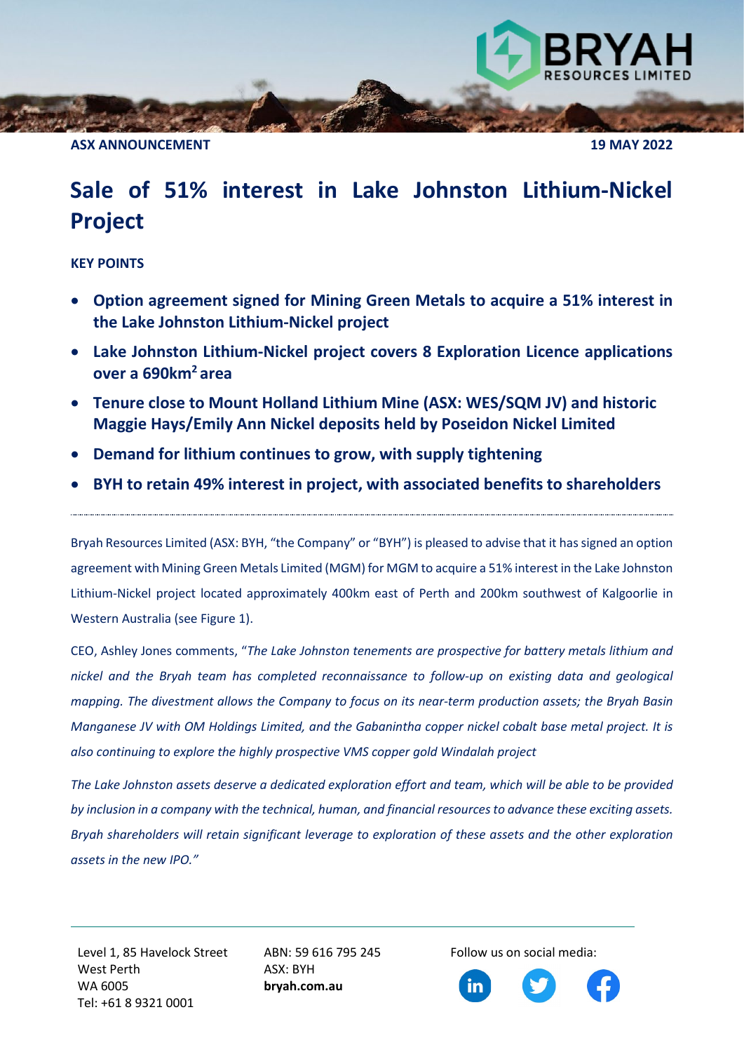**ASX ANNOUNCEMENT** **19 MAY 2022**

# Sale of 51% interest in Lake Johnston Lithium-Nickel Project

**KEY POINTS**

- **Option agreement signed for Mining Green Metals to acquire a 51% interest in the Lake Johnston Lithium-Nickel project**
- **Lake Johnston Lithium-Nickel project covers 8 Exploration Licence applications over a 690km$^2$ area**
- **Tenure close to Mount Holland Lithium Mine (ASX: WES/SQM JV) and historic Maggie Hays/Emily Ann Nickel deposits held by Poseidon Nickel Limited**
- **Demand for lithium continues to grow, with supply tightening**
- **BYH to retain 49% interest in project, with associated benefits to shareholders**

---

Bryah Resources Limited (ASX: BYH, "the Company" or "BYH") is pleased to advise that it has signed an option agreement with Mining Green Metals Limited (MGM) for MGM to acquire a 51% interest in the Lake Johnston Lithium-Nickel project located approximately 400km east of Perth and 200km southwest of Kalgoorlie in Western Australia (see Figure 1).

CEO, Ashley Jones comments, "*The Lake Johnston tenements are prospective for battery metals lithium and nickel and the Bryah team has completed reconnaissance to follow-up on existing data and geological mapping. The divestment allows the Company to focus on its near-term production assets; the Bryah Basin Manganese JV with OM Holdings Limited, and the Gabanintha copper nickel cobalt base metal project. It is also continuing to explore the highly prospective VMS copper gold Windalah project*

*The Lake Johnston assets deserve a dedicated exploration effort and team, which will be able to be provided by inclusion in a company with the technical, human, and financial resources to advance these exciting assets. Bryah shareholders will retain significant leverage to exploration of these assets and the other exploration assets in the new IPO.*"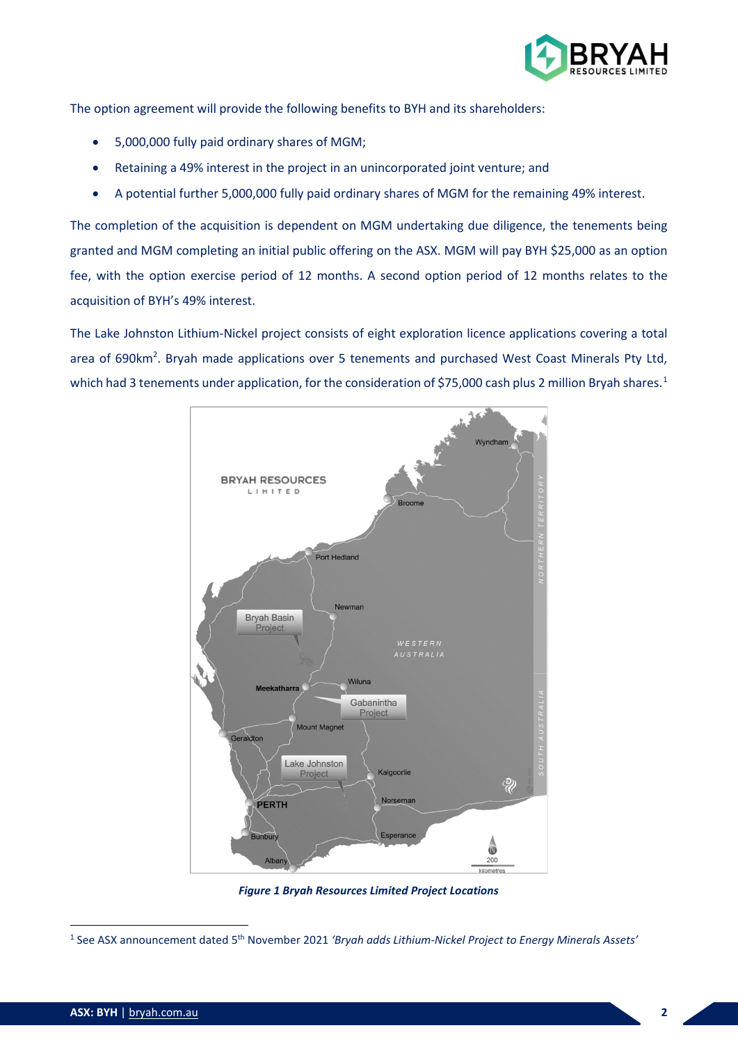The option agreement will provide the following benefits to BYH and its shareholders:

- 5,000,000 fully paid ordinary shares of MGM;
- Retaining a 49% interest in the project in an unincorporated joint venture; and
- A potential further 5,000,000 fully paid ordinary shares of MGM for the remaining 49% interest.

The completion of the acquisition is dependent on MGM undertaking due diligence, the tenements being granted and MGM completing an initial public offering on the ASX. MGM will pay BYH $25,000 as an option fee, with the option exercise period of 12 months. A second option period of 12 months relates to the acquisition of BYH's 49% interest.

The Lake Johnston Lithium-Nickel project consists of eight exploration licence applications covering a total area of 690km$^2$. Bryah made applications over 5 tenements and purchased West Coast Minerals Pty Ltd, which had 3 tenements under application, for the consideration of $75,000 cash plus 2 million Bryah shares.[1]

***Figure 1 Bryah Resources Limited Project Locations***

[1] See ASX announcement dated 5th November 2021 *'Bryah adds Lithium-Nickel Project to Energy Minerals Assets'*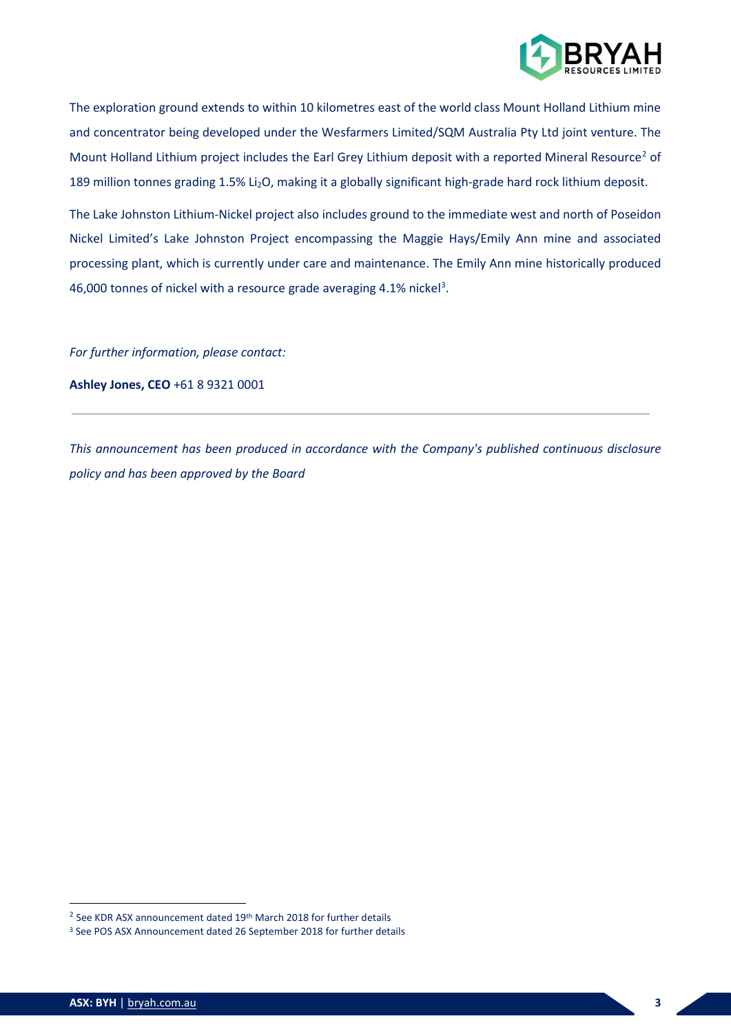The exploration ground extends to within 10 kilometres east of the world class Mount Holland Lithium mine and concentrator being developed under the Wesfarmers Limited/SQM Australia Pty Ltd joint venture. The Mount Holland Lithium project includes the Earl Grey Lithium deposit with a reported Mineral Resource[2] of 189 million tonnes grading 1.5% $Li_2O$, making it a globally significant high-grade hard rock lithium deposit.

The Lake Johnston Lithium-Nickel project also includes ground to the immediate west and north of Poseidon Nickel Limited's Lake Johnston Project encompassing the Maggie Hays/Emily Ann mine and associated processing plant, which is currently under care and maintenance. The Emily Ann mine historically produced 46,000 tonnes of nickel with a resource grade averaging 4.1% nickel[3].

*For further information, please contact:*

**Ashley Jones, CEO** +61 8 9321 0001

---

*This announcement has been produced in accordance with the Company's published continuous disclosure policy and has been approved by the Board*

---

[2] See KDR ASX announcement dated 19th March 2018 for further details

[3] See POS ASX Announcement dated 26 September 2018 for further details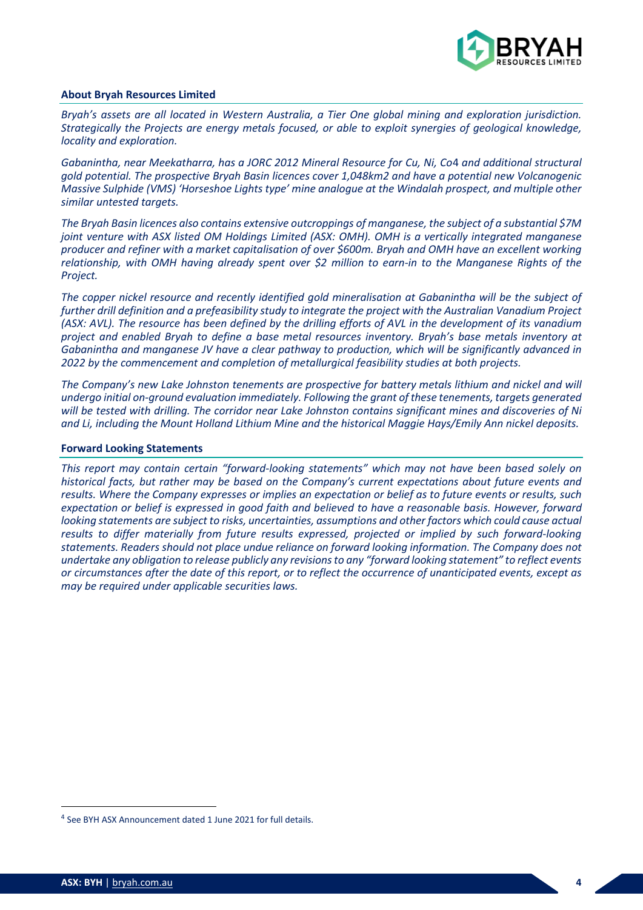## About Bryah Resources Limited

*Bryah's assets are all located in Western Australia, a Tier One global mining and exploration jurisdiction. Strategically the Projects are energy metals focused, or able to exploit synergies of geological knowledge, locality and exploration.*

*Gabanintha, near Meekatharra, has a JORC 2012 Mineral Resource for Cu, Ni, Co*[4] *and additional structural gold potential. The prospective Bryah Basin licences cover 1,048km2 and have a potential new Volcanogenic Massive Sulphide (VMS) 'Horseshoe Lights type' mine analogue at the Windalah prospect, and multiple other similar untested targets.*

*The Bryah Basin licences also contains extensive outcroppings of manganese, the subject of a substantial $7M joint venture with ASX listed OM Holdings Limited (ASX: OMH). OMH is a vertically integrated manganese producer and refiner with a market capitalisation of over $600m. Bryah and OMH have an excellent working relationship, with OMH having already spent over $2 million to earn-in to the Manganese Rights of the Project.*

*The copper nickel resource and recently identified gold mineralisation at Gabanintha will be the subject of further drill definition and a prefeasibility study to integrate the project with the Australian Vanadium Project (ASX: AVL). The resource has been defined by the drilling efforts of AVL in the development of its vanadium project and enabled Bryah to define a base metal resources inventory. Bryah's base metals inventory at Gabanintha and manganese JV have a clear pathway to production, which will be significantly advanced in 2022 by the commencement and completion of metallurgical feasibility studies at both projects.*

*The Company's new Lake Johnston tenements are prospective for battery metals lithium and nickel and will undergo initial on-ground evaluation immediately. Following the grant of these tenements, targets generated will be tested with drilling. The corridor near Lake Johnston contains significant mines and discoveries of Ni and Li, including the Mount Holland Lithium Mine and the historical Maggie Hays/Emily Ann nickel deposits.*

## Forward Looking Statements

*This report may contain certain "forward-looking statements" which may not have been based solely on historical facts, but rather may be based on the Company's current expectations about future events and results. Where the Company expresses or implies an expectation or belief as to future events or results, such expectation or belief is expressed in good faith and believed to have a reasonable basis. However, forward looking statements are subject to risks, uncertainties, assumptions and other factors which could cause actual results to differ materially from future results expressed, projected or implied by such forward-looking statements. Readers should not place undue reliance on forward looking information. The Company does not undertake any obligation to release publicly any revisions to any "forward looking statement" to reflect events or circumstances after the date of this report, or to reflect the occurrence of unanticipated events, except as may be required under applicable securities laws.*

---

[4] See BYH ASX Announcement dated 1 June 2021 for full details.